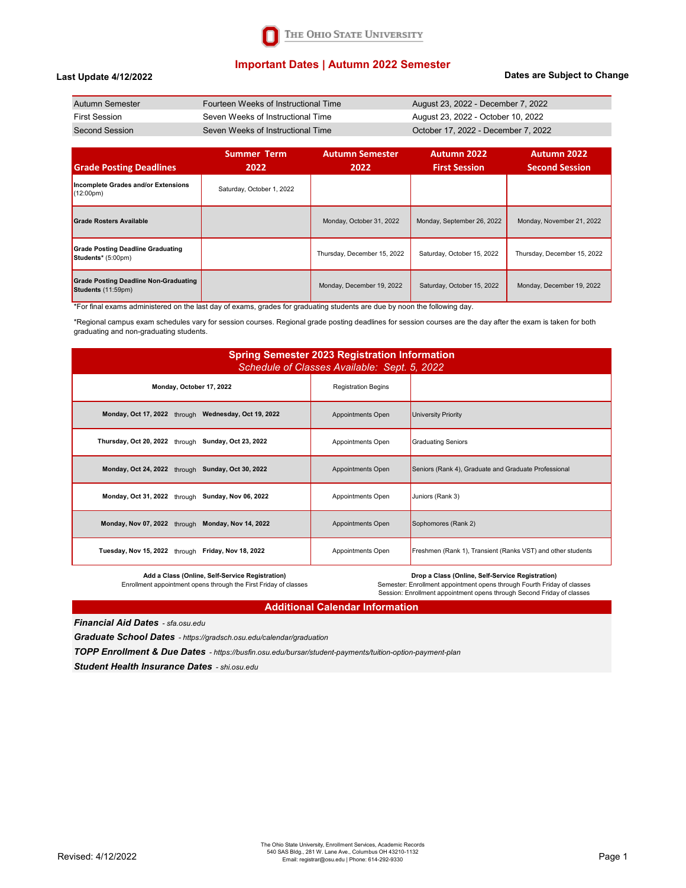THE OHIO STATE UNIVERSITY

# Important Dates | Autumn 2022 Semester

**Last Update 4/12/2022**

**Dates are Subject to Change**

| | | |
|---|---|---|
| Autumn Semester | Fourteen Weeks of Instructional Time | August 23, 2022 - December 7, 2022 |
| First Session | Seven Weeks of Instructional Time | August 23, 2022 - October 10, 2022 |
| Second Session | Seven Weeks of Instructional Time | October 17, 2022 - December 7, 2022 |

| Grade Posting Deadlines | Summer Term 2022 | Autumn Semester 2022 | Autumn 2022 First Session | Autumn 2022 Second Session |
|---|---|---|---|---|
| **Incomplete Grades and/or Extensions** (12:00pm) | Saturday, October 1, 2022 | | | |
| **Grade Rosters Available** | | Monday, October 31, 2022 | Monday, September 26, 2022 | Monday, November 21, 2022 |
| **Grade Posting Deadline Graduating Students*** (5:00pm) | | Thursday, December 15, 2022 | Saturday, October 15, 2022 | Thursday, December 15, 2022 |
| **Grade Posting Deadline Non-Graduating Students** (11:59pm) | | Monday, December 19, 2022 | Saturday, October 15, 2022 | Monday, December 19, 2022 |

*For final exams administered on the last day of exams, grades for graduating students are due by noon the following day.

*Regional campus exam schedules vary for session courses. Regional grade posting deadlines for session courses are the day after the exam is taken for both graduating and non-graduating students.

## Spring Semester 2023 Registration Information

*Schedule of Classes Available: Sept. 5, 2022*

| Dates | | |
|---|---|---|
| **Monday, October 17, 2022** | Registration Begins | |
| **Monday, Oct 17, 2022** through **Wednesday, Oct 19, 2022** | Appointments Open | University Priority |
| **Thursday, Oct 20, 2022** through **Sunday, Oct 23, 2022** | Appointments Open | Graduating Seniors |
| **Monday, Oct 24, 2022** through **Sunday, Oct 30, 2022** | Appointments Open | Seniors (Rank 4), Graduate and Graduate Professional |
| **Monday, Oct 31, 2022** through **Sunday, Nov 06, 2022** | Appointments Open | Juniors (Rank 3) |
| **Monday, Nov 07, 2022** through **Monday, Nov 14, 2022** | Appointments Open | Sophomores (Rank 2) |
| **Tuesday, Nov 15, 2022** through **Friday, Nov 18, 2022** | Appointments Open | Freshmen (Rank 1), Transient (Ranks VST) and other students |

**Add a Class (Online, Self-Service Registration)**
Enrollment appointment opens through the First Friday of classes

**Drop a Class (Online, Self-Service Registration)**
Semester: Enrollment appointment opens through Fourth Friday of classes
Session: Enrollment appointment opens through Second Friday of classes

## Additional Calendar Information

***Financial Aid Dates*** *- sfa.osu.edu*

***Graduate School Dates*** *- https://gradsch.osu.edu/calendar/graduation*

***TOPP Enrollment & Due Dates*** *- https://busfin.osu.edu/bursar/student-payments/tuition-option-payment-plan*

***Student Health Insurance Dates*** *- shi.osu.edu*

Revised: 4/12/2022

The Ohio State University, Enrollment Services, Academic Records
540 SAS Bldg., 281 W. Lane Ave., Columbus OH 43210-1132
Email: registrar@osu.edu | Phone: 614-292-9330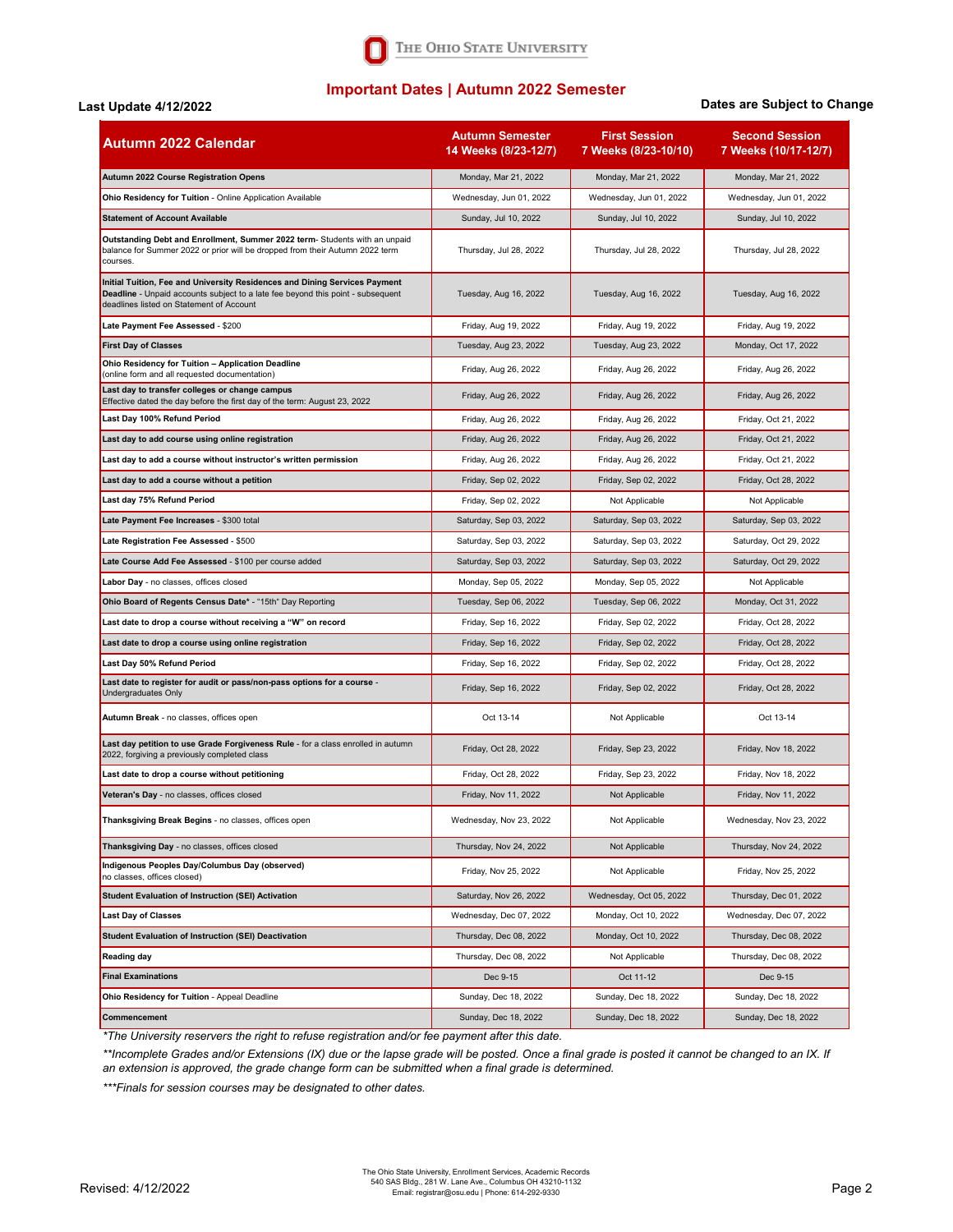## Important Dates | Autumn 2022 Semester

**Last Update 4/12/2022** **Dates are Subject to Change**

| Autumn 2022 Calendar | Autumn Semester 14 Weeks (8/23-12/7) | First Session 7 Weeks (8/23-10/10) | Second Session 7 Weeks (10/17-12/7) |
|---|---|---|---|
| **Autumn 2022 Course Registration Opens** | Monday, Mar 21, 2022 | Monday, Mar 21, 2022 | Monday, Mar 21, 2022 |
| **Ohio Residency for Tuition** - Online Application Available | Wednesday, Jun 01, 2022 | Wednesday, Jun 01, 2022 | Wednesday, Jun 01, 2022 |
| **Statement of Account Available** | Sunday, Jul 10, 2022 | Sunday, Jul 10, 2022 | Sunday, Jul 10, 2022 |
| **Outstanding Debt and Enrollment, Summer 2022 term**- Students with an unpaid balance for Summer 2022 or prior will be dropped from their Autumn 2022 term courses. | Thursday, Jul 28, 2022 | Thursday, Jul 28, 2022 | Thursday, Jul 28, 2022 |
| **Initial Tuition, Fee and University Residences and Dining Services Payment Deadline** - Unpaid accounts subject to a late fee beyond this point - subsequent deadlines listed on Statement of Account | Tuesday, Aug 16, 2022 | Tuesday, Aug 16, 2022 | Tuesday, Aug 16, 2022 |
| **Late Payment Fee Assessed** - $200 | Friday, Aug 19, 2022 | Friday, Aug 19, 2022 | Friday, Aug 19, 2022 |
| **First Day of Classes** | Tuesday, Aug 23, 2022 | Tuesday, Aug 23, 2022 | Monday, Oct 17, 2022 |
| **Ohio Residency for Tuition – Application Deadline** (online form and all requested documentation) | Friday, Aug 26, 2022 | Friday, Aug 26, 2022 | Friday, Aug 26, 2022 |
| **Last day to transfer colleges or change campus** Effective dated the day before the first day of the term: August 23, 2022 | Friday, Aug 26, 2022 | Friday, Aug 26, 2022 | Friday, Aug 26, 2022 |
| **Last Day 100% Refund Period** | Friday, Aug 26, 2022 | Friday, Aug 26, 2022 | Friday, Oct 21, 2022 |
| **Last day to add course using online registration** | Friday, Aug 26, 2022 | Friday, Aug 26, 2022 | Friday, Oct 21, 2022 |
| **Last day to add a course without instructor's written permission** | Friday, Aug 26, 2022 | Friday, Aug 26, 2022 | Friday, Oct 21, 2022 |
| **Last day to add a course without a petition** | Friday, Sep 02, 2022 | Friday, Sep 02, 2022 | Friday, Oct 28, 2022 |
| **Last day 75% Refund Period** | Friday, Sep 02, 2022 | Not Applicable | Not Applicable |
| **Late Payment Fee Increases** - $300 total | Saturday, Sep 03, 2022 | Saturday, Sep 03, 2022 | Saturday, Sep 03, 2022 |
| **Late Registration Fee Assessed** - $500 | Saturday, Sep 03, 2022 | Saturday, Sep 03, 2022 | Saturday, Oct 29, 2022 |
| **Late Course Add Fee Assessed** - $100 per course added | Saturday, Sep 03, 2022 | Saturday, Sep 03, 2022 | Saturday, Oct 29, 2022 |
| **Labor Day** - no classes, offices closed | Monday, Sep 05, 2022 | Monday, Sep 05, 2022 | Not Applicable |
| **Ohio Board of Regents Census Date*** - "15th" Day Reporting | Tuesday, Sep 06, 2022 | Tuesday, Sep 06, 2022 | Monday, Oct 31, 2022 |
| **Last date to drop a course without receiving a "W" on record** | Friday, Sep 16, 2022 | Friday, Sep 02, 2022 | Friday, Oct 28, 2022 |
| **Last date to drop a course using online registration** | Friday, Sep 16, 2022 | Friday, Sep 02, 2022 | Friday, Oct 28, 2022 |
| **Last Day 50% Refund Period** | Friday, Sep 16, 2022 | Friday, Sep 02, 2022 | Friday, Oct 28, 2022 |
| **Last date to register for audit or pass/non-pass options for a course** - Undergraduates Only | Friday, Sep 16, 2022 | Friday, Sep 02, 2022 | Friday, Oct 28, 2022 |
| **Autumn Break** - no classes, offices open | Oct 13-14 | Not Applicable | Oct 13-14 |
| **Last day petition to use Grade Forgiveness Rule** - for a class enrolled in autumn 2022, forgiving a previously completed class | Friday, Oct 28, 2022 | Friday, Sep 23, 2022 | Friday, Nov 18, 2022 |
| **Last date to drop a course without petitioning** | Friday, Oct 28, 2022 | Friday, Sep 23, 2022 | Friday, Nov 18, 2022 |
| **Veteran's Day** - no classes, offices closed | Friday, Nov 11, 2022 | Not Applicable | Friday, Nov 11, 2022 |
| **Thanksgiving Break Begins** - no classes, offices open | Wednesday, Nov 23, 2022 | Not Applicable | Wednesday, Nov 23, 2022 |
| **Thanksgiving Day** - no classes, offices closed | Thursday, Nov 24, 2022 | Not Applicable | Thursday, Nov 24, 2022 |
| **Indigenous Peoples Day/Columbus Day (observed)** no classes, offices closed) | Friday, Nov 25, 2022 | Not Applicable | Friday, Nov 25, 2022 |
| **Student Evaluation of Instruction (SEI) Activation** | Saturday, Nov 26, 2022 | Wednesday, Oct 05, 2022 | Thursday, Dec 01, 2022 |
| **Last Day of Classes** | Wednesday, Dec 07, 2022 | Monday, Oct 10, 2022 | Wednesday, Dec 07, 2022 |
| **Student Evaluation of Instruction (SEI) Deactivation** | Thursday, Dec 08, 2022 | Monday, Oct 10, 2022 | Thursday, Dec 08, 2022 |
| **Reading day** | Thursday, Dec 08, 2022 | Not Applicable | Thursday, Dec 08, 2022 |
| **Final Examinations** | Dec 9-15 | Oct 11-12 | Dec 9-15 |
| **Ohio Residency for Tuition** - Appeal Deadline | Sunday, Dec 18, 2022 | Sunday, Dec 18, 2022 | Sunday, Dec 18, 2022 |
| **Commencement** | Sunday, Dec 18, 2022 | Sunday, Dec 18, 2022 | Sunday, Dec 18, 2022 |

*\*The University reservers the right to refuse registration and/or fee payment after this date.*

*\*\*Incomplete Grades and/or Extensions (IX) due or the lapse grade will be posted. Once a final grade is posted it cannot be changed to an IX. If an extension is approved, the grade change form can be submitted when a final grade is determined.*

*\*\*\*Finals for session courses may be designated to other dates.*

The Ohio State University, Enrollment Services, Academic Records
540 SAS Bldg., 281 W. Lane Ave., Columbus OH 43210-1132
Email: registrar@osu.edu | Phone: 614-292-9330

Revised: 4/12/2022